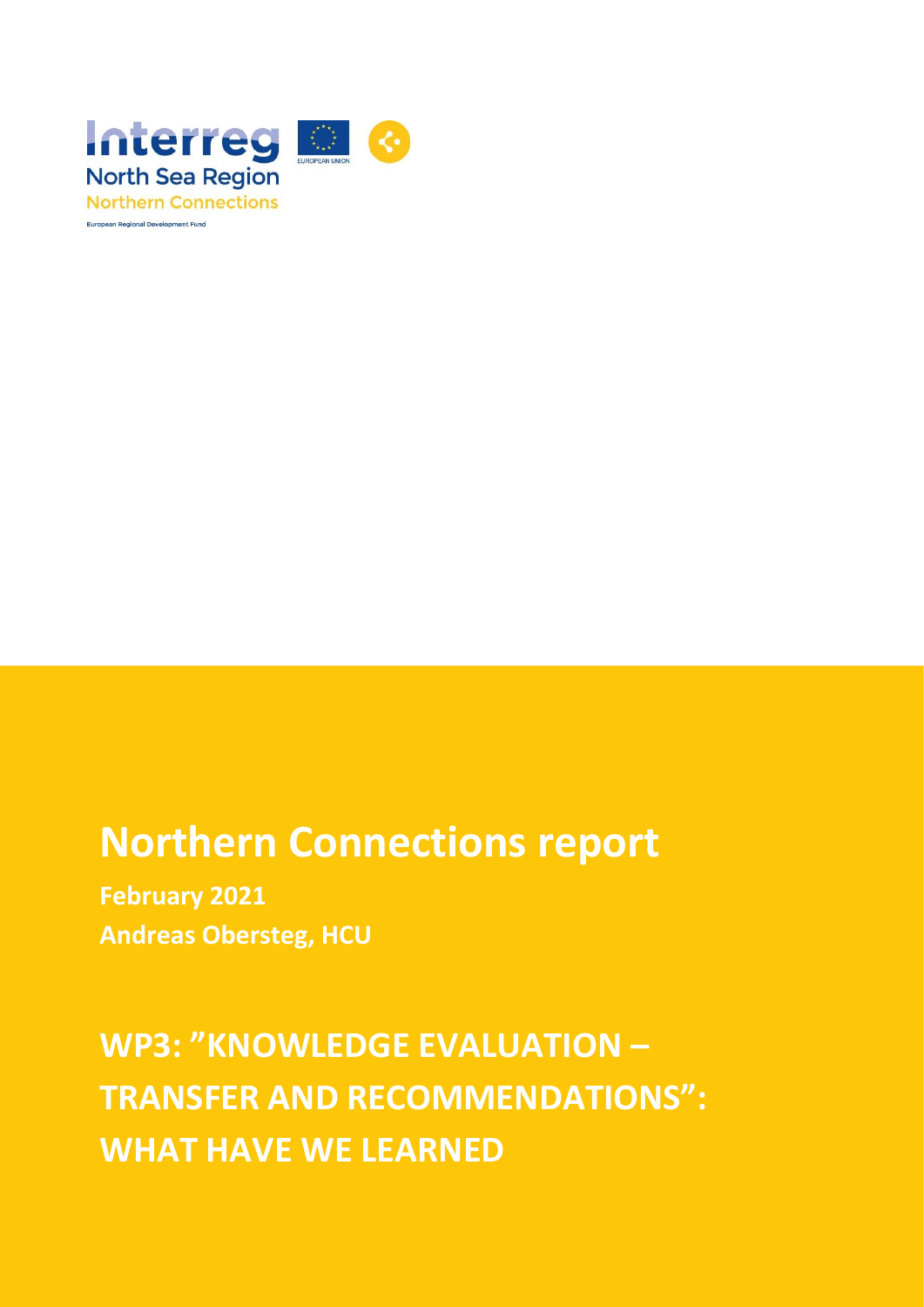Interreg North Sea Region

Northern Connections

European Regional Development Fund

# Northern Connections report

**February 2021**

**Andreas Obersteg, HCU**

# WP3: "KNOWLEDGE EVALUATION – TRANSFER AND RECOMMENDATIONS": WHAT HAVE WE LEARNED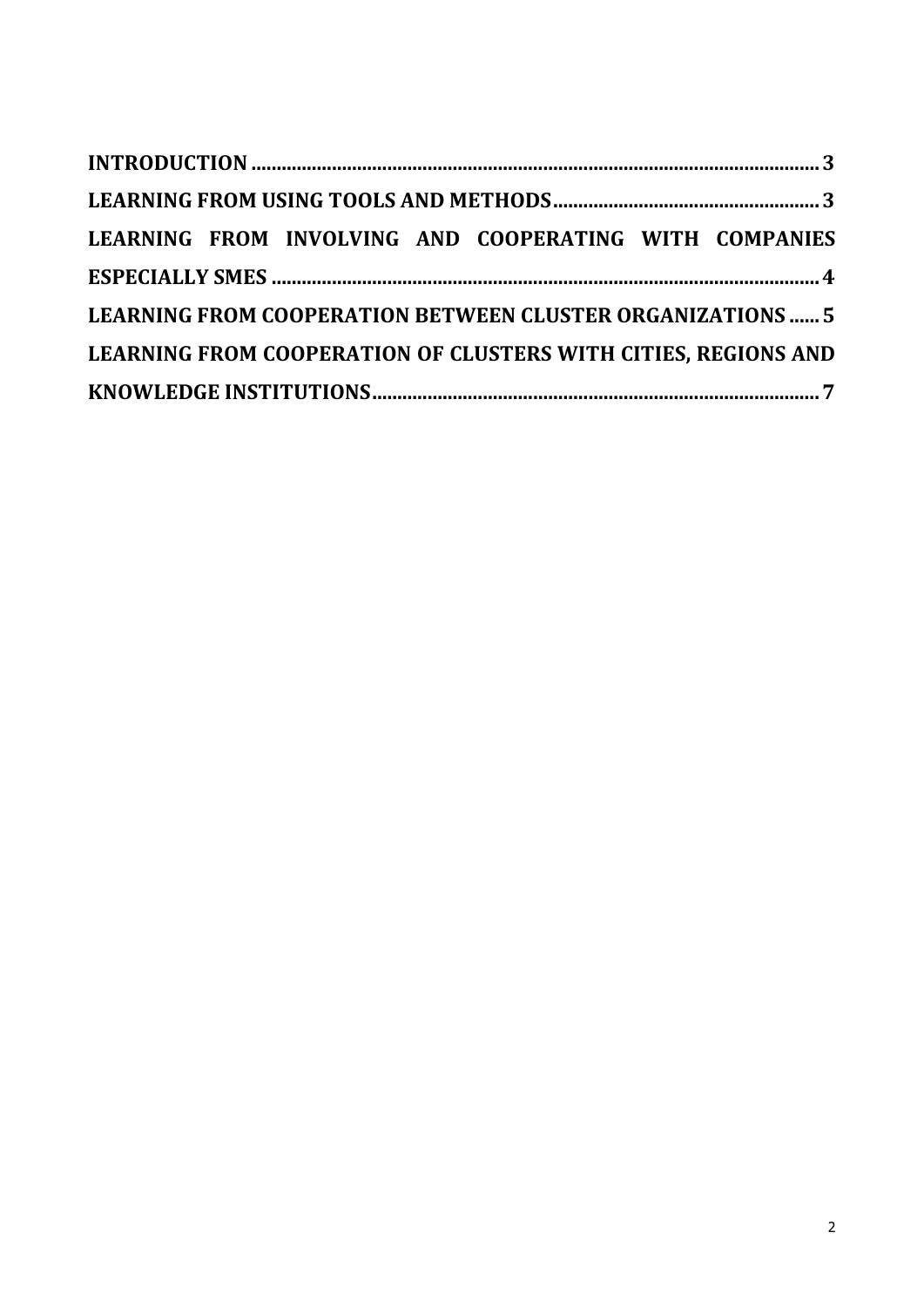**INTRODUCTION** ........................................................................................................ 3

**LEARNING FROM USING TOOLS AND METHODS** ................................................ 3

**LEARNING FROM INVOLVING AND COOPERATING WITH COMPANIES ESPECIALLY SMES** ................................................................................................ 4

**LEARNING FROM COOPERATION BETWEEN CLUSTER ORGANIZATIONS** ...... 5

**LEARNING FROM COOPERATION OF CLUSTERS WITH CITIES, REGIONS AND KNOWLEDGE INSTITUTIONS** ................................................................................ 7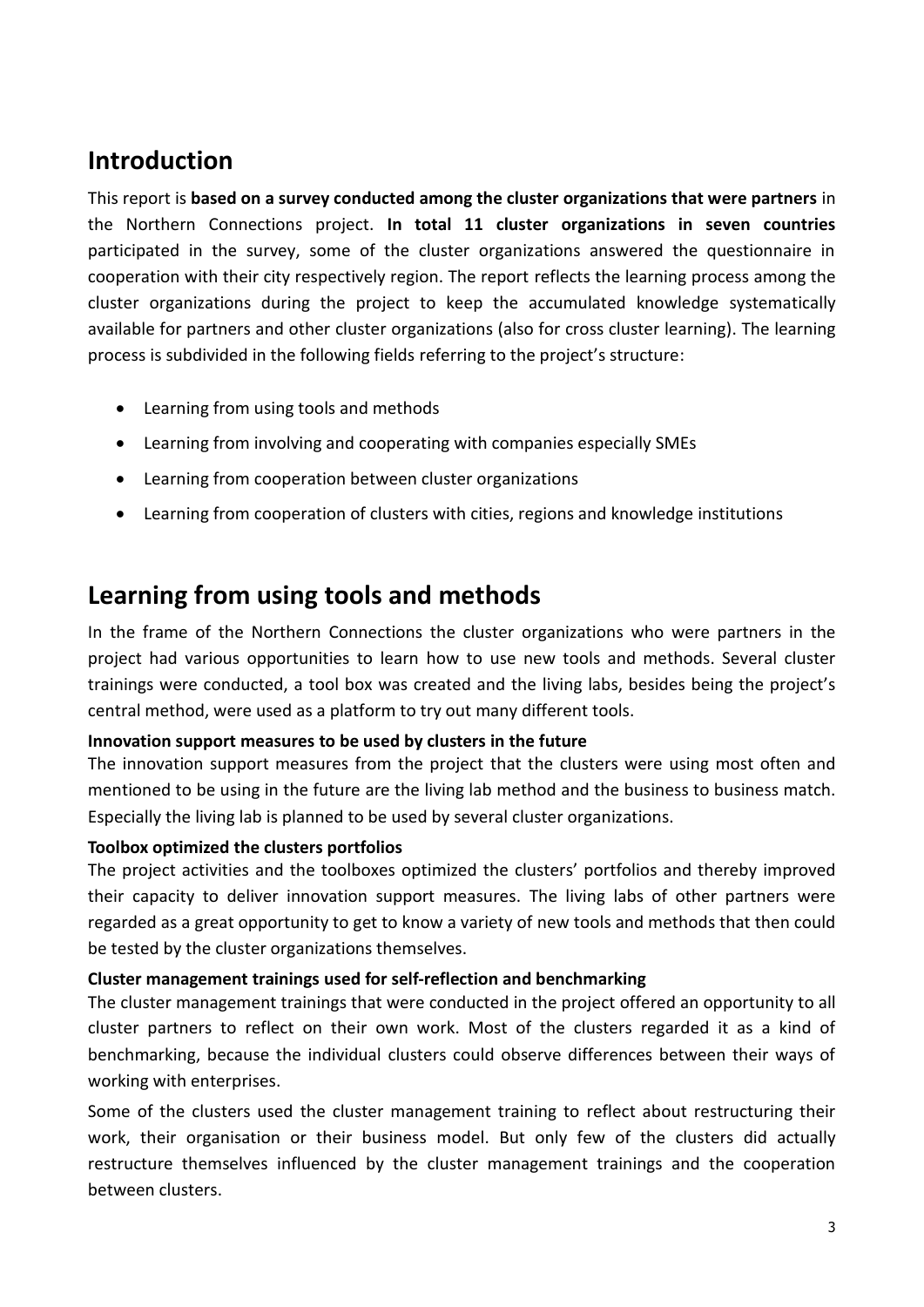## Introduction

This report is **based on a survey conducted among the cluster organizations that were partners** in the Northern Connections project. **In total 11 cluster organizations in seven countries** participated in the survey, some of the cluster organizations answered the questionnaire in cooperation with their city respectively region. The report reflects the learning process among the cluster organizations during the project to keep the accumulated knowledge systematically available for partners and other cluster organizations (also for cross cluster learning). The learning process is subdivided in the following fields referring to the project's structure:

- Learning from using tools and methods
- Learning from involving and cooperating with companies especially SMEs
- Learning from cooperation between cluster organizations
- Learning from cooperation of clusters with cities, regions and knowledge institutions

## Learning from using tools and methods

In the frame of the Northern Connections the cluster organizations who were partners in the project had various opportunities to learn how to use new tools and methods. Several cluster trainings were conducted, a tool box was created and the living labs, besides being the project's central method, were used as a platform to try out many different tools.

**Innovation support measures to be used by clusters in the future**

The innovation support measures from the project that the clusters were using most often and mentioned to be using in the future are the living lab method and the business to business match. Especially the living lab is planned to be used by several cluster organizations.

**Toolbox optimized the clusters portfolios**

The project activities and the toolboxes optimized the clusters' portfolios and thereby improved their capacity to deliver innovation support measures. The living labs of other partners were regarded as a great opportunity to get to know a variety of new tools and methods that then could be tested by the cluster organizations themselves.

**Cluster management trainings used for self-reflection and benchmarking**

The cluster management trainings that were conducted in the project offered an opportunity to all cluster partners to reflect on their own work. Most of the clusters regarded it as a kind of benchmarking, because the individual clusters could observe differences between their ways of working with enterprises.

Some of the clusters used the cluster management training to reflect about restructuring their work, their organisation or their business model. But only few of the clusters did actually restructure themselves influenced by the cluster management trainings and the cooperation between clusters.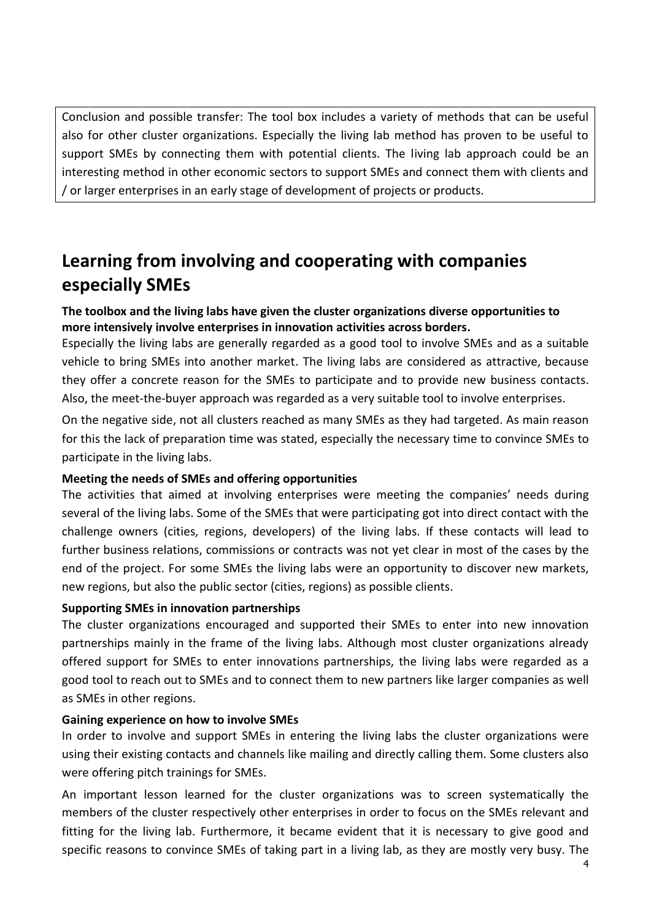Conclusion and possible transfer: The tool box includes a variety of methods that can be useful also for other cluster organizations. Especially the living lab method has proven to be useful to support SMEs by connecting them with potential clients. The living lab approach could be an interesting method in other economic sectors to support SMEs and connect them with clients and / or larger enterprises in an early stage of development of projects or products.

# Learning from involving and cooperating with companies especially SMEs

**The toolbox and the living labs have given the cluster organizations diverse opportunities to more intensively involve enterprises in innovation activities across borders.**

Especially the living labs are generally regarded as a good tool to involve SMEs and as a suitable vehicle to bring SMEs into another market. The living labs are considered as attractive, because they offer a concrete reason for the SMEs to participate and to provide new business contacts. Also, the meet-the-buyer approach was regarded as a very suitable tool to involve enterprises.

On the negative side, not all clusters reached as many SMEs as they had targeted. As main reason for this the lack of preparation time was stated, especially the necessary time to convince SMEs to participate in the living labs.

**Meeting the needs of SMEs and offering opportunities**

The activities that aimed at involving enterprises were meeting the companies' needs during several of the living labs. Some of the SMEs that were participating got into direct contact with the challenge owners (cities, regions, developers) of the living labs. If these contacts will lead to further business relations, commissions or contracts was not yet clear in most of the cases by the end of the project. For some SMEs the living labs were an opportunity to discover new markets, new regions, but also the public sector (cities, regions) as possible clients.

**Supporting SMEs in innovation partnerships**

The cluster organizations encouraged and supported their SMEs to enter into new innovation partnerships mainly in the frame of the living labs. Although most cluster organizations already offered support for SMEs to enter innovations partnerships, the living labs were regarded as a good tool to reach out to SMEs and to connect them to new partners like larger companies as well as SMEs in other regions.

**Gaining experience on how to involve SMEs**

In order to involve and support SMEs in entering the living labs the cluster organizations were using their existing contacts and channels like mailing and directly calling them. Some clusters also were offering pitch trainings for SMEs.

An important lesson learned for the cluster organizations was to screen systematically the members of the cluster respectively other enterprises in order to focus on the SMEs relevant and fitting for the living lab. Furthermore, it became evident that it is necessary to give good and specific reasons to convince SMEs of taking part in a living lab, as they are mostly very busy. The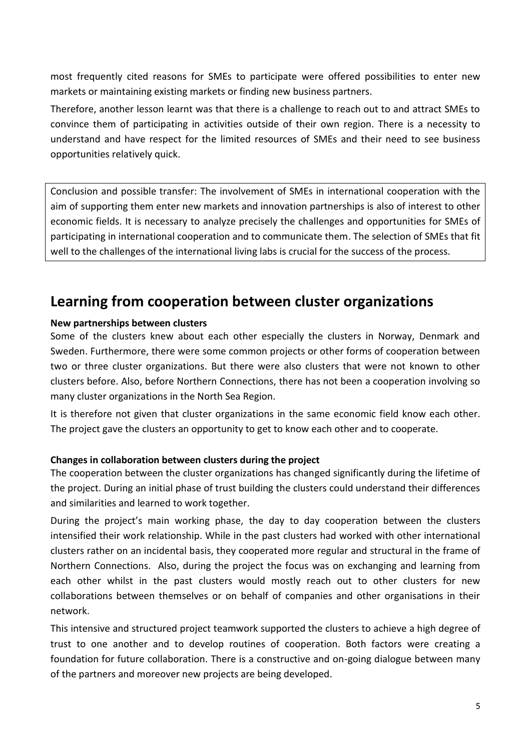most frequently cited reasons for SMEs to participate were offered possibilities to enter new markets or maintaining existing markets or finding new business partners.

Therefore, another lesson learnt was that there is a challenge to reach out to and attract SMEs to convince them of participating in activities outside of their own region. There is a necessity to understand and have respect for the limited resources of SMEs and their need to see business opportunities relatively quick.

> Conclusion and possible transfer: The involvement of SMEs in international cooperation with the aim of supporting them enter new markets and innovation partnerships is also of interest to other economic fields. It is necessary to analyze precisely the challenges and opportunities for SMEs of participating in international cooperation and to communicate them. The selection of SMEs that fit well to the challenges of the international living labs is crucial for the success of the process.

# Learning from cooperation between cluster organizations

**New partnerships between clusters**

Some of the clusters knew about each other especially the clusters in Norway, Denmark and Sweden. Furthermore, there were some common projects or other forms of cooperation between two or three cluster organizations. But there were also clusters that were not known to other clusters before. Also, before Northern Connections, there has not been a cooperation involving so many cluster organizations in the North Sea Region.

It is therefore not given that cluster organizations in the same economic field know each other. The project gave the clusters an opportunity to get to know each other and to cooperate.

**Changes in collaboration between clusters during the project**

The cooperation between the cluster organizations has changed significantly during the lifetime of the project. During an initial phase of trust building the clusters could understand their differences and similarities and learned to work together.

During the project's main working phase, the day to day cooperation between the clusters intensified their work relationship. While in the past clusters had worked with other international clusters rather on an incidental basis, they cooperated more regular and structural in the frame of Northern Connections. Also, during the project the focus was on exchanging and learning from each other whilst in the past clusters would mostly reach out to other clusters for new collaborations between themselves or on behalf of companies and other organisations in their network.

This intensive and structured project teamwork supported the clusters to achieve a high degree of trust to one another and to develop routines of cooperation. Both factors were creating a foundation for future collaboration. There is a constructive and on-going dialogue between many of the partners and moreover new projects are being developed.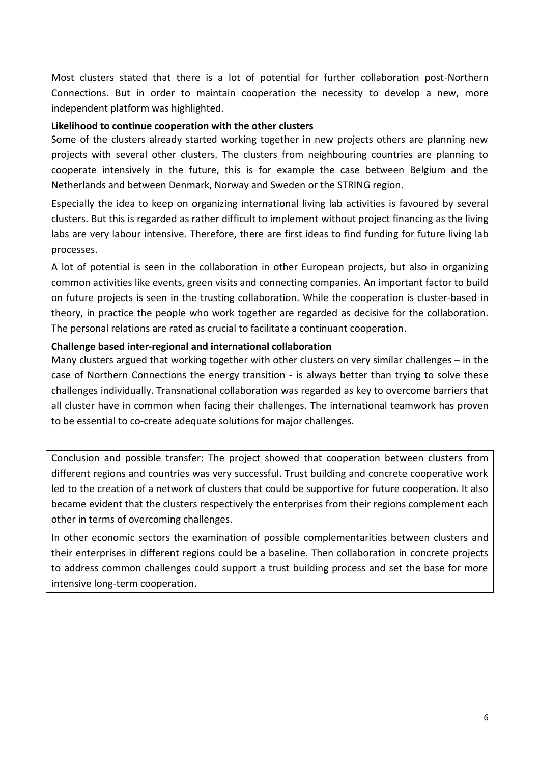Most clusters stated that there is a lot of potential for further collaboration post-Northern Connections. But in order to maintain cooperation the necessity to develop a new, more independent platform was highlighted.

**Likelihood to continue cooperation with the other clusters**

Some of the clusters already started working together in new projects others are planning new projects with several other clusters. The clusters from neighbouring countries are planning to cooperate intensively in the future, this is for example the case between Belgium and the Netherlands and between Denmark, Norway and Sweden or the STRING region.

Especially the idea to keep on organizing international living lab activities is favoured by several clusters. But this is regarded as rather difficult to implement without project financing as the living labs are very labour intensive. Therefore, there are first ideas to find funding for future living lab processes.

A lot of potential is seen in the collaboration in other European projects, but also in organizing common activities like events, green visits and connecting companies. An important factor to build on future projects is seen in the trusting collaboration. While the cooperation is cluster-based in theory, in practice the people who work together are regarded as decisive for the collaboration. The personal relations are rated as crucial to facilitate a continuant cooperation.

**Challenge based inter-regional and international collaboration**

Many clusters argued that working together with other clusters on very similar challenges – in the case of Northern Connections the energy transition - is always better than trying to solve these challenges individually. Transnational collaboration was regarded as key to overcome barriers that all cluster have in common when facing their challenges. The international teamwork has proven to be essential to co-create adequate solutions for major challenges.

Conclusion and possible transfer: The project showed that cooperation between clusters from different regions and countries was very successful. Trust building and concrete cooperative work led to the creation of a network of clusters that could be supportive for future cooperation. It also became evident that the clusters respectively the enterprises from their regions complement each other in terms of overcoming challenges.

In other economic sectors the examination of possible complementarities between clusters and their enterprises in different regions could be a baseline. Then collaboration in concrete projects to address common challenges could support a trust building process and set the base for more intensive long-term cooperation.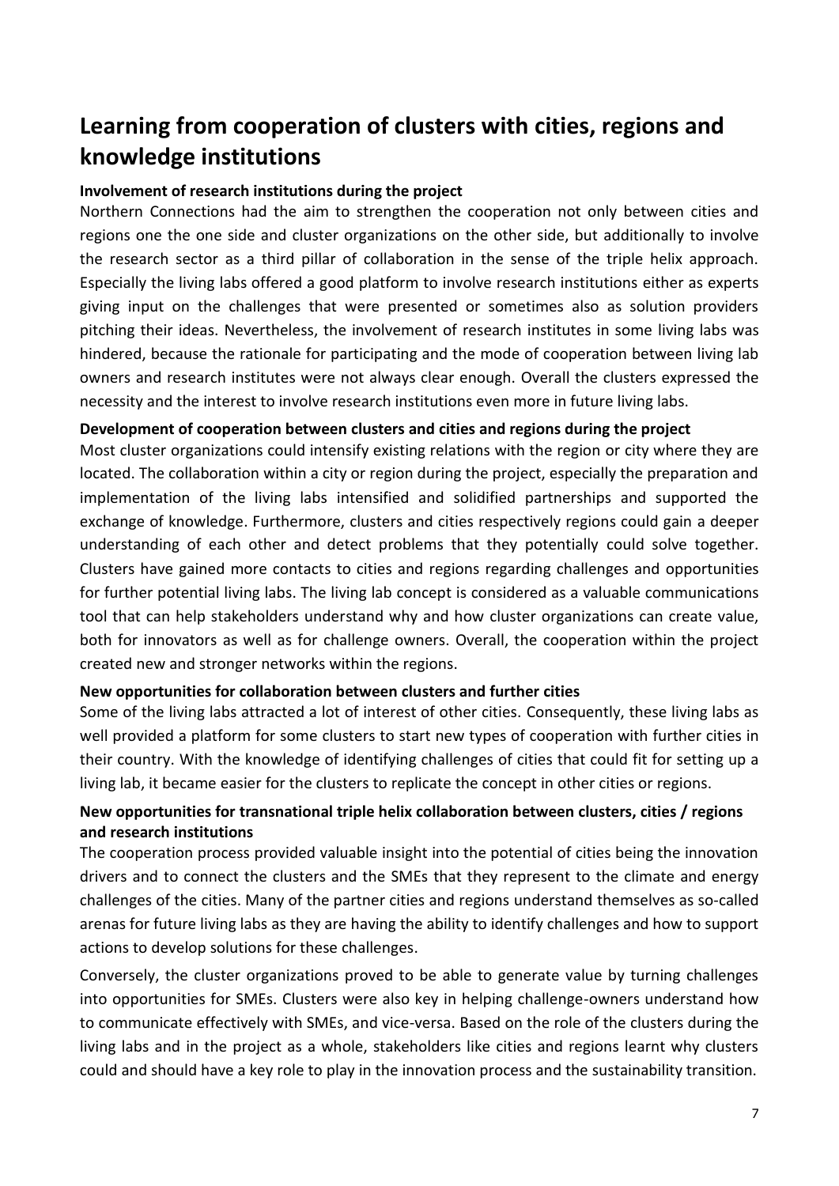# Learning from cooperation of clusters with cities, regions and knowledge institutions

**Involvement of research institutions during the project**

Northern Connections had the aim to strengthen the cooperation not only between cities and regions one the one side and cluster organizations on the other side, but additionally to involve the research sector as a third pillar of collaboration in the sense of the triple helix approach. Especially the living labs offered a good platform to involve research institutions either as experts giving input on the challenges that were presented or sometimes also as solution providers pitching their ideas. Nevertheless, the involvement of research institutes in some living labs was hindered, because the rationale for participating and the mode of cooperation between living lab owners and research institutes were not always clear enough. Overall the clusters expressed the necessity and the interest to involve research institutions even more in future living labs.

**Development of cooperation between clusters and cities and regions during the project**

Most cluster organizations could intensify existing relations with the region or city where they are located. The collaboration within a city or region during the project, especially the preparation and implementation of the living labs intensified and solidified partnerships and supported the exchange of knowledge. Furthermore, clusters and cities respectively regions could gain a deeper understanding of each other and detect problems that they potentially could solve together. Clusters have gained more contacts to cities and regions regarding challenges and opportunities for further potential living labs. The living lab concept is considered as a valuable communications tool that can help stakeholders understand why and how cluster organizations can create value, both for innovators as well as for challenge owners. Overall, the cooperation within the project created new and stronger networks within the regions.

**New opportunities for collaboration between clusters and further cities**

Some of the living labs attracted a lot of interest of other cities. Consequently, these living labs as well provided a platform for some clusters to start new types of cooperation with further cities in their country. With the knowledge of identifying challenges of cities that could fit for setting up a living lab, it became easier for the clusters to replicate the concept in other cities or regions.

**New opportunities for transnational triple helix collaboration between clusters, cities / regions and research institutions**

The cooperation process provided valuable insight into the potential of cities being the innovation drivers and to connect the clusters and the SMEs that they represent to the climate and energy challenges of the cities. Many of the partner cities and regions understand themselves as so-called arenas for future living labs as they are having the ability to identify challenges and how to support actions to develop solutions for these challenges.

Conversely, the cluster organizations proved to be able to generate value by turning challenges into opportunities for SMEs. Clusters were also key in helping challenge-owners understand how to communicate effectively with SMEs, and vice-versa. Based on the role of the clusters during the living labs and in the project as a whole, stakeholders like cities and regions learnt why clusters could and should have a key role to play in the innovation process and the sustainability transition.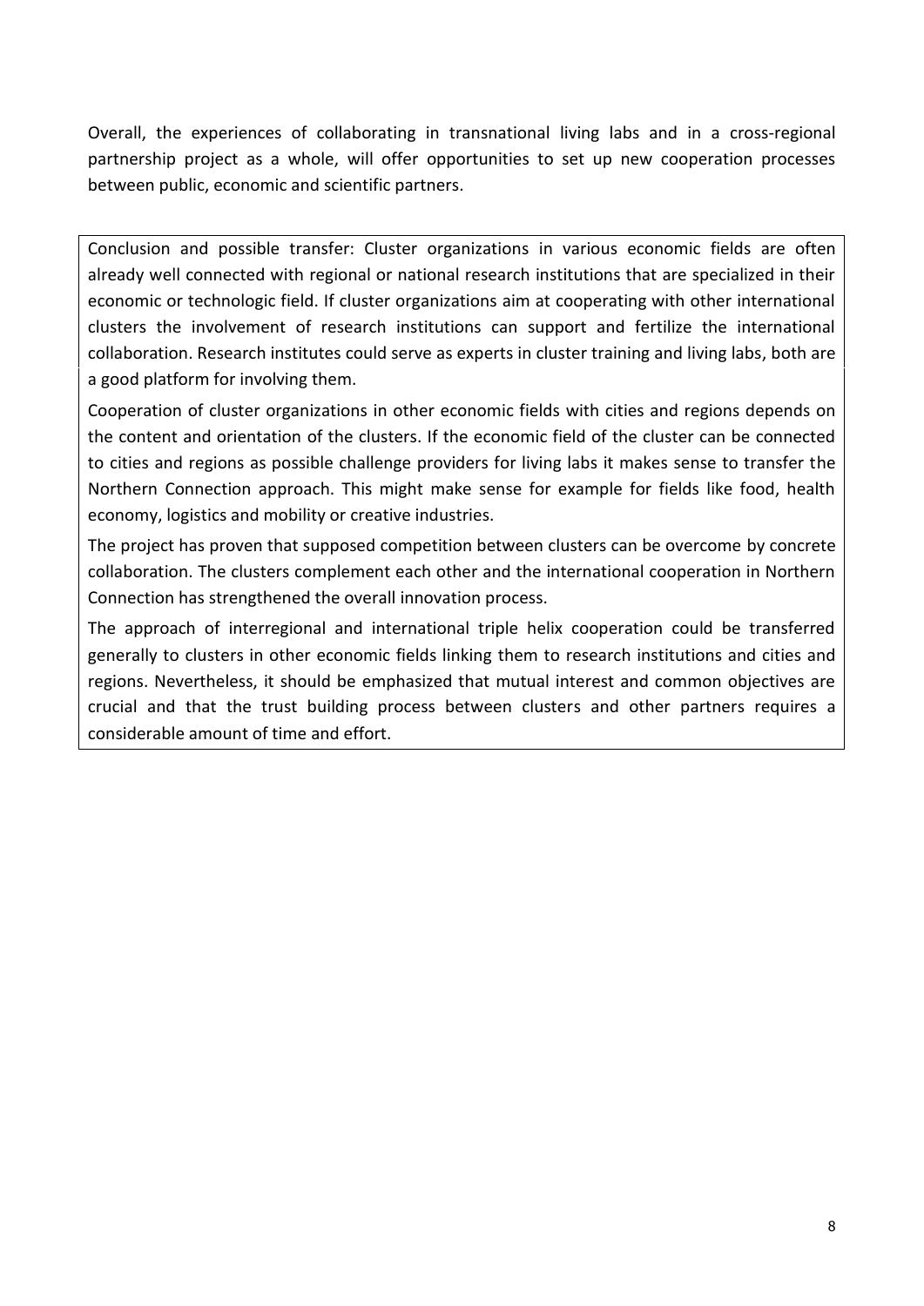Overall, the experiences of collaborating in transnational living labs and in a cross-regional partnership project as a whole, will offer opportunities to set up new cooperation processes between public, economic and scientific partners.

Conclusion and possible transfer: Cluster organizations in various economic fields are often already well connected with regional or national research institutions that are specialized in their economic or technologic field. If cluster organizations aim at cooperating with other international clusters the involvement of research institutions can support and fertilize the international collaboration. Research institutes could serve as experts in cluster training and living labs, both are a good platform for involving them.

Cooperation of cluster organizations in other economic fields with cities and regions depends on the content and orientation of the clusters. If the economic field of the cluster can be connected to cities and regions as possible challenge providers for living labs it makes sense to transfer the Northern Connection approach. This might make sense for example for fields like food, health economy, logistics and mobility or creative industries.

The project has proven that supposed competition between clusters can be overcome by concrete collaboration. The clusters complement each other and the international cooperation in Northern Connection has strengthened the overall innovation process.

The approach of interregional and international triple helix cooperation could be transferred generally to clusters in other economic fields linking them to research institutions and cities and regions. Nevertheless, it should be emphasized that mutual interest and common objectives are crucial and that the trust building process between clusters and other partners requires a considerable amount of time and effort.